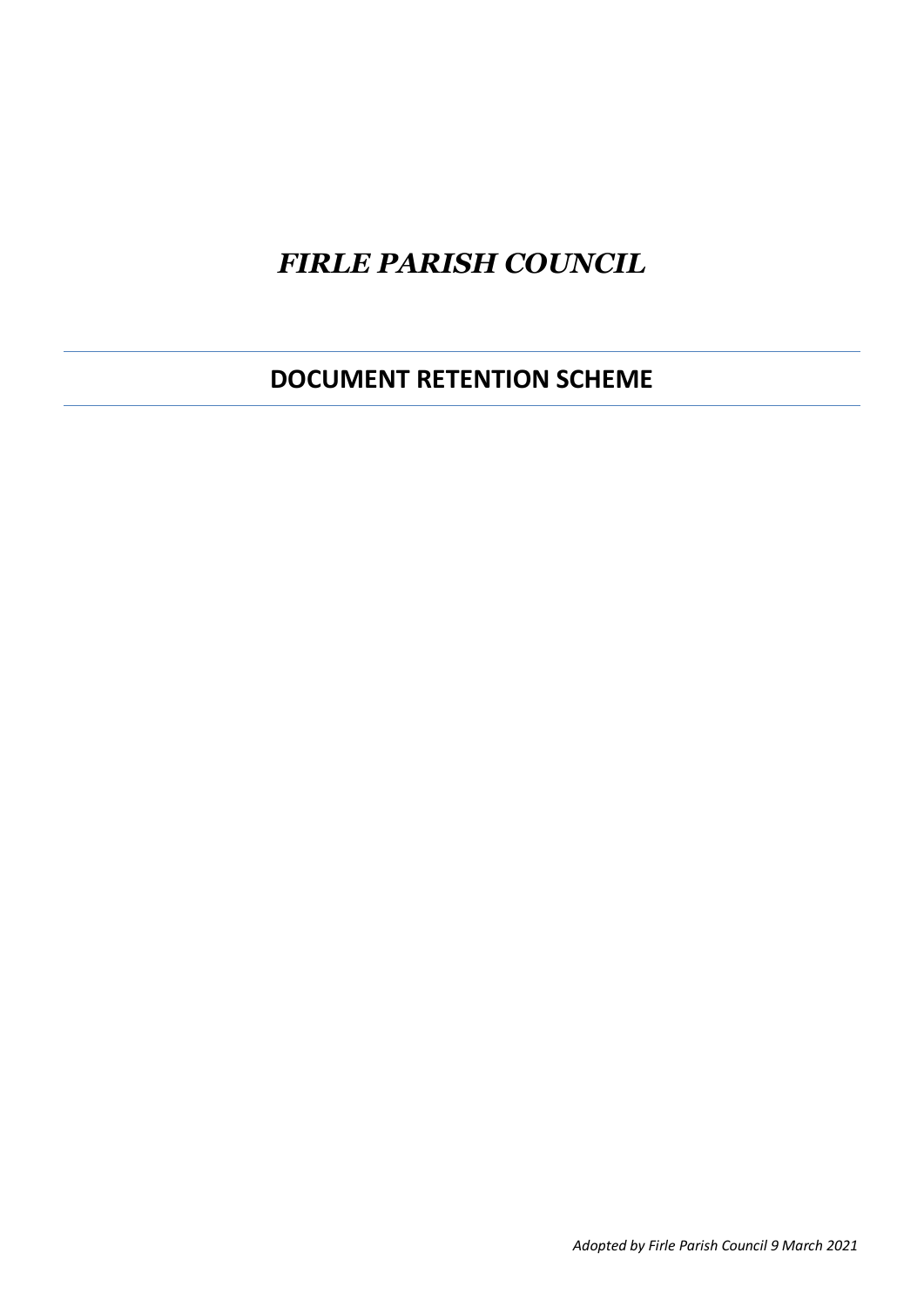# *FIRLE PARISH COUNCIL*

---

## DOCUMENT RETENTION SCHEME

---

*Adopted by Firle Parish Council 9 March 2021*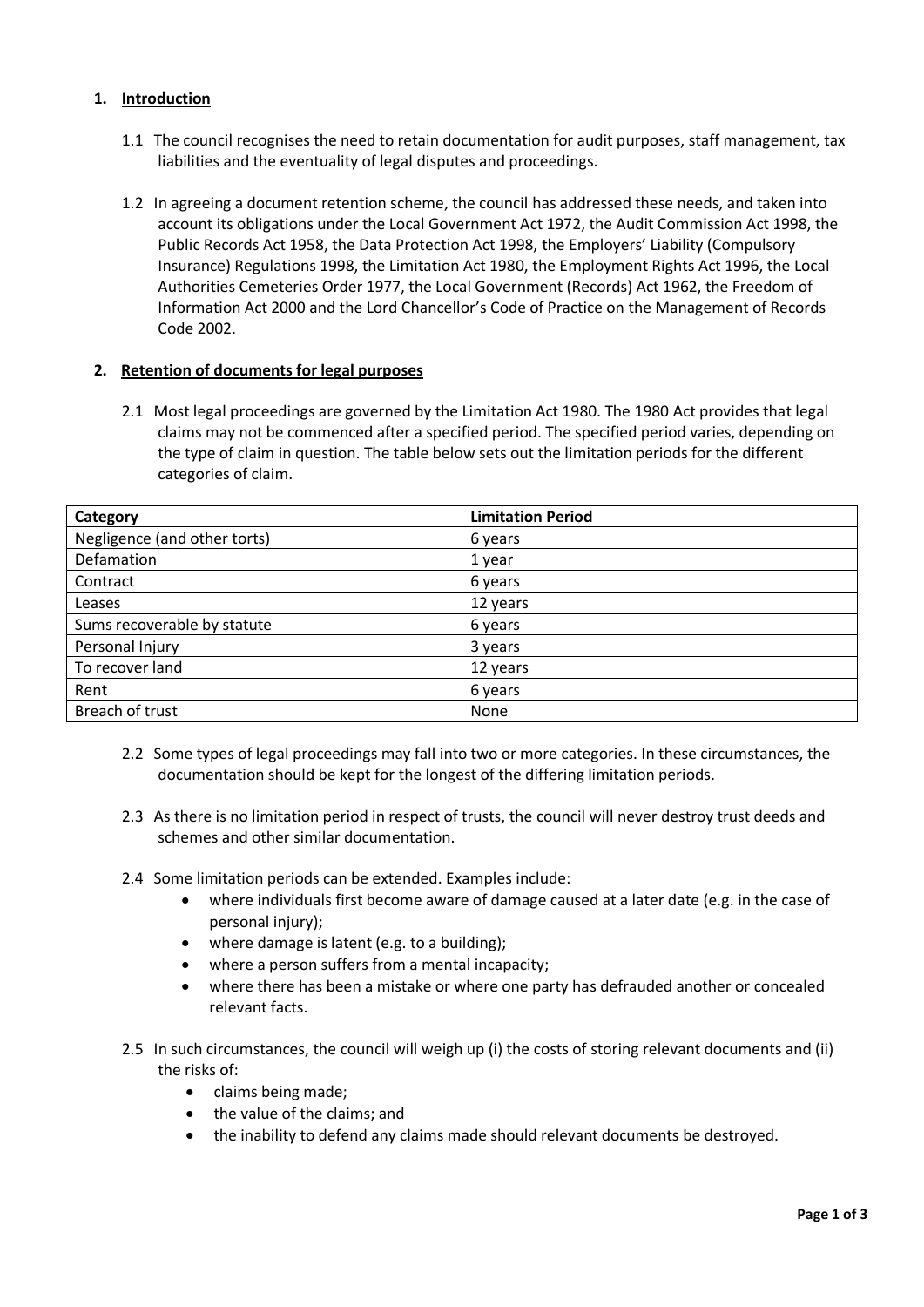## 1. Introduction

1.1 The council recognises the need to retain documentation for audit purposes, staff management, tax liabilities and the eventuality of legal disputes and proceedings.

1.2 In agreeing a document retention scheme, the council has addressed these needs, and taken into account its obligations under the Local Government Act 1972, the Audit Commission Act 1998, the Public Records Act 1958, the Data Protection Act 1998, the Employers' Liability (Compulsory Insurance) Regulations 1998, the Limitation Act 1980, the Employment Rights Act 1996, the Local Authorities Cemeteries Order 1977, the Local Government (Records) Act 1962, the Freedom of Information Act 2000 and the Lord Chancellor's Code of Practice on the Management of Records Code 2002.

## 2. Retention of documents for legal purposes

2.1 Most legal proceedings are governed by the Limitation Act 1980. The 1980 Act provides that legal claims may not be commenced after a specified period. The specified period varies, depending on the type of claim in question. The table below sets out the limitation periods for the different categories of claim.

| Category | Limitation Period |
|---|---|
| Negligence (and other torts) | 6 years |
| Defamation | 1 year |
| Contract | 6 years |
| Leases | 12 years |
| Sums recoverable by statute | 6 years |
| Personal Injury | 3 years |
| To recover land | 12 years |
| Rent | 6 years |
| Breach of trust | None |

2.2 Some types of legal proceedings may fall into two or more categories. In these circumstances, the documentation should be kept for the longest of the differing limitation periods.

2.3 As there is no limitation period in respect of trusts, the council will never destroy trust deeds and schemes and other similar documentation.

2.4 Some limitation periods can be extended. Examples include:

- where individuals first become aware of damage caused at a later date (e.g. in the case of personal injury);
- where damage is latent (e.g. to a building);
- where a person suffers from a mental incapacity;
- where there has been a mistake or where one party has defrauded another or concealed relevant facts.

2.5 In such circumstances, the council will weigh up (i) the costs of storing relevant documents and (ii) the risks of:

- claims being made;
- the value of the claims; and
- the inability to defend any claims made should relevant documents be destroyed.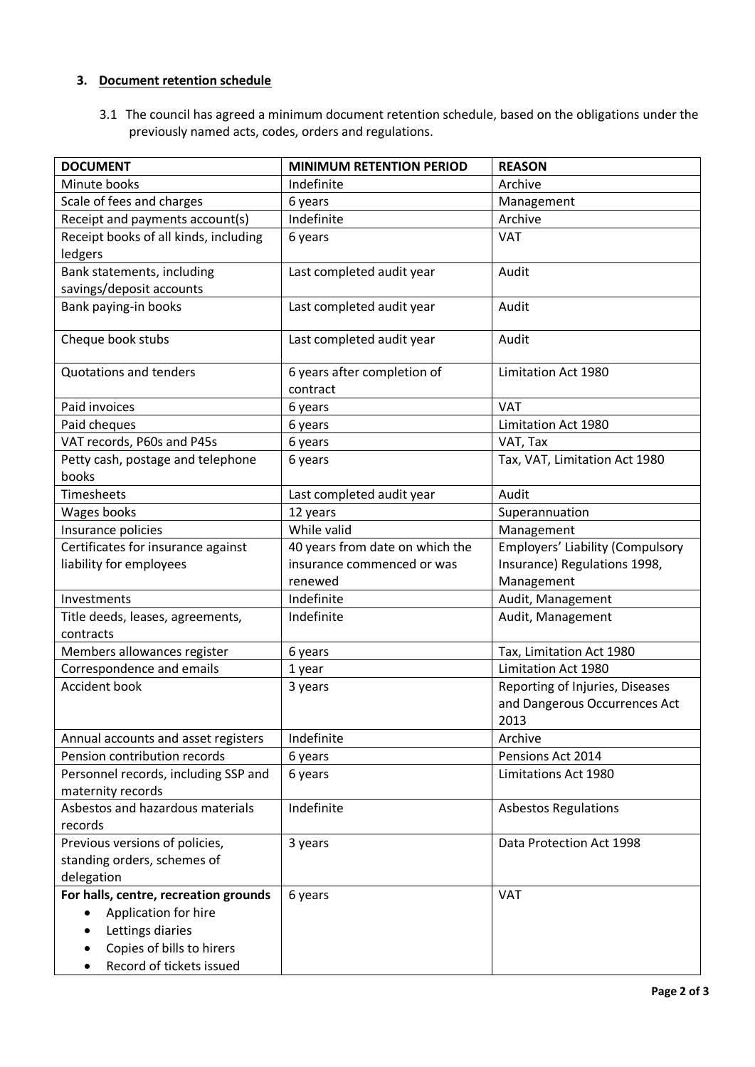### 3. Document retention schedule

3.1 The council has agreed a minimum document retention schedule, based on the obligations under the previously named acts, codes, orders and regulations.

| DOCUMENT | MINIMUM RETENTION PERIOD | REASON |
|---|---|---|
| Minute books | Indefinite | Archive |
| Scale of fees and charges | 6 years | Management |
| Receipt and payments account(s) | Indefinite | Archive |
| Receipt books of all kinds, including ledgers | 6 years | VAT |
| Bank statements, including savings/deposit accounts | Last completed audit year | Audit |
| Bank paying-in books | Last completed audit year | Audit |
| Cheque book stubs | Last completed audit year | Audit |
| Quotations and tenders | 6 years after completion of contract | Limitation Act 1980 |
| Paid invoices | 6 years | VAT |
| Paid cheques | 6 years | Limitation Act 1980 |
| VAT records, P60s and P45s | 6 years | VAT, Tax |
| Petty cash, postage and telephone books | 6 years | Tax, VAT, Limitation Act 1980 |
| Timesheets | Last completed audit year | Audit |
| Wages books | 12 years | Superannuation |
| Insurance policies | While valid | Management |
| Certificates for insurance against liability for employees | 40 years from date on which the insurance commenced or was renewed | Employers' Liability (Compulsory Insurance) Regulations 1998, Management |
| Investments | Indefinite | Audit, Management |
| Title deeds, leases, agreements, contracts | Indefinite | Audit, Management |
| Members allowances register | 6 years | Tax, Limitation Act 1980 |
| Correspondence and emails | 1 year | Limitation Act 1980 |
| Accident book | 3 years | Reporting of Injuries, Diseases and Dangerous Occurrences Act 2013 |
| Annual accounts and asset registers | Indefinite | Archive |
| Pension contribution records | 6 years | Pensions Act 2014 |
| Personnel records, including SSP and maternity records | 6 years | Limitations Act 1980 |
| Asbestos and hazardous materials records | Indefinite | Asbestos Regulations |
| Previous versions of policies, standing orders, schemes of delegation | 3 years | Data Protection Act 1998 |
| **For halls, centre, recreation grounds**<br>• Application for hire<br>• Lettings diaries<br>• Copies of bills to hirers<br>• Record of tickets issued | 6 years | VAT |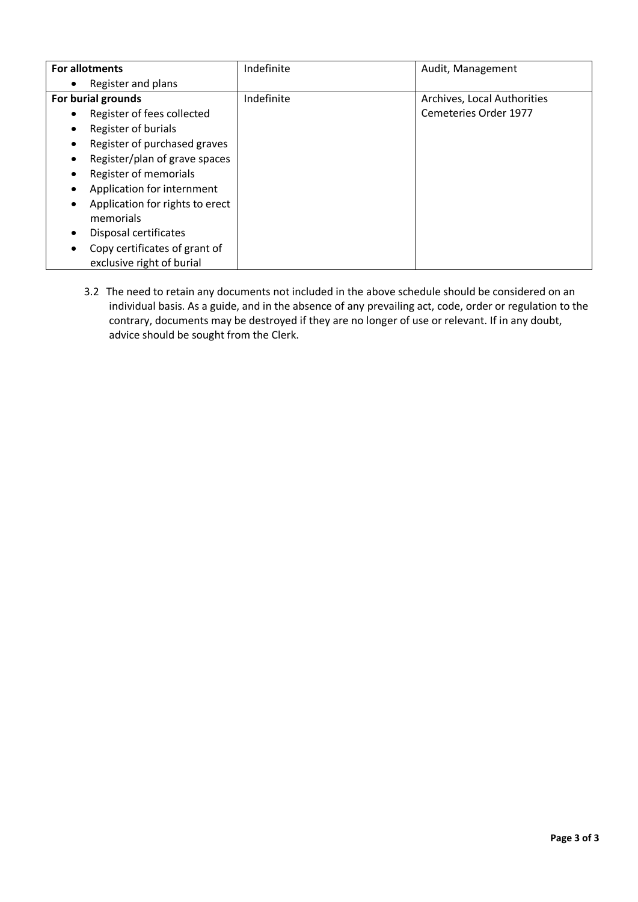| | | |
|---|---|---|
| **For allotments**<br>• Register and plans | Indefinite | Audit, Management |
| **For burial grounds**<br>• Register of fees collected<br>• Register of burials<br>• Register of purchased graves<br>• Register/plan of grave spaces<br>• Register of memorials<br>• Application for internment<br>• Application for rights to erect memorials<br>• Disposal certificates<br>• Copy certificates of grant of exclusive right of burial | Indefinite | Archives, Local Authorities Cemeteries Order 1977 |

3.2 The need to retain any documents not included in the above schedule should be considered on an individual basis. As a guide, and in the absence of any prevailing act, code, order or regulation to the contrary, documents may be destroyed if they are no longer of use or relevant. If in any doubt, advice should be sought from the Clerk.